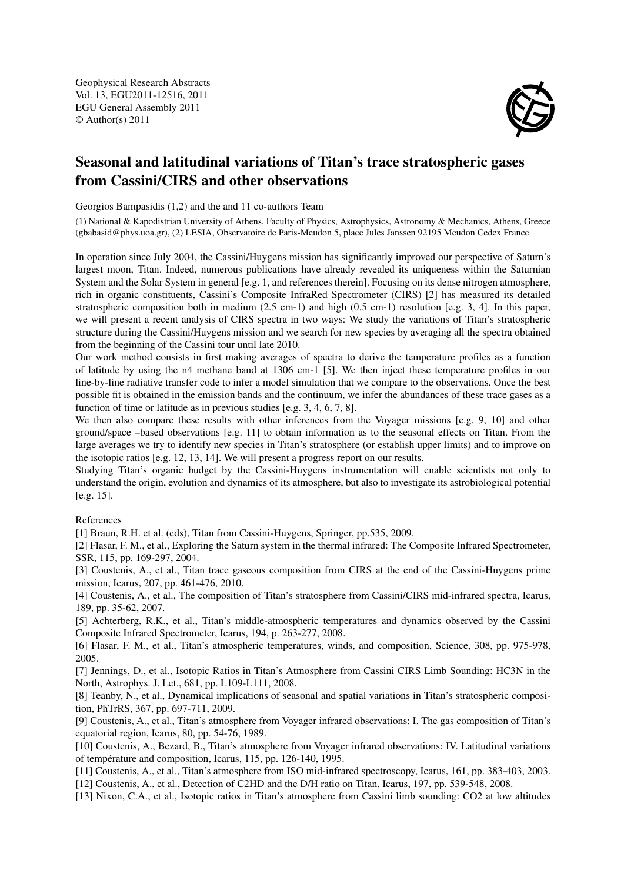Geophysical Research Abstracts
Vol. 13, EGU2011-12516, 2011
EGU General Assembly 2011
© Author(s) 2011

# Seasonal and latitudinal variations of Titan's trace stratospheric gases from Cassini/CIRS and other observations

Georgios Bampasidis (1,2) and the and 11 co-authors Team

(1) National & Kapodistrian University of Athens, Faculty of Physics, Astrophysics, Astronomy & Mechanics, Athens, Greece (gbabasid@phys.uoa.gr), (2) LESIA, Observatoire de Paris-Meudon 5, place Jules Janssen 92195 Meudon Cedex France

In operation since July 2004, the Cassini/Huygens mission has significantly improved our perspective of Saturn's largest moon, Titan. Indeed, numerous publications have already revealed its uniqueness within the Saturnian System and the Solar System in general [e.g. 1, and references therein]. Focusing on its dense nitrogen atmosphere, rich in organic constituents, Cassini's Composite InfraRed Spectrometer (CIRS) [2] has measured its detailed stratospheric composition both in medium (2.5 cm-1) and high (0.5 cm-1) resolution [e.g. 3, 4]. In this paper, we will present a recent analysis of CIRS spectra in two ways: We study the variations of Titan's stratospheric structure during the Cassini/Huygens mission and we search for new species by averaging all the spectra obtained from the beginning of the Cassini tour until late 2010.

Our work method consists in first making averages of spectra to derive the temperature profiles as a function of latitude by using the n4 methane band at 1306 cm-1 [5]. We then inject these temperature profiles in our line-by-line radiative transfer code to infer a model simulation that we compare to the observations. Once the best possible fit is obtained in the emission bands and the continuum, we infer the abundances of these trace gases as a function of time or latitude as in previous studies [e.g. 3, 4, 6, 7, 8].

We then also compare these results with other inferences from the Voyager missions [e.g. 9, 10] and other ground/space –based observations [e.g. 11] to obtain information as to the seasonal effects on Titan. From the large averages we try to identify new species in Titan's stratosphere (or establish upper limits) and to improve on the isotopic ratios [e.g. 12, 13, 14]. We will present a progress report on our results.

Studying Titan's organic budget by the Cassini-Huygens instrumentation will enable scientists not only to understand the origin, evolution and dynamics of its atmosphere, but also to investigate its astrobiological potential [e.g. 15].

References

[1] Braun, R.H. et al. (eds), Titan from Cassini-Huygens, Springer, pp.535, 2009.

[2] Flasar, F. M., et al., Exploring the Saturn system in the thermal infrared: The Composite Infrared Spectrometer, SSR, 115, pp. 169-297, 2004.

[3] Coustenis, A., et al., Titan trace gaseous composition from CIRS at the end of the Cassini-Huygens prime mission, Icarus, 207, pp. 461-476, 2010.

[4] Coustenis, A., et al., The composition of Titan's stratosphere from Cassini/CIRS mid-infrared spectra, Icarus, 189, pp. 35-62, 2007.

[5] Achterberg, R.K., et al., Titan's middle-atmospheric temperatures and dynamics observed by the Cassini Composite Infrared Spectrometer, Icarus, 194, p. 263-277, 2008.

[6] Flasar, F. M., et al., Titan's atmospheric temperatures, winds, and composition, Science, 308, pp. 975-978, 2005.

[7] Jennings, D., et al., Isotopic Ratios in Titan's Atmosphere from Cassini CIRS Limb Sounding: HC3N in the North, Astrophys. J. Let., 681, pp. L109-L111, 2008.

[8] Teanby, N., et al., Dynamical implications of seasonal and spatial variations in Titan's stratospheric composition, PhTrRS, 367, pp. 697-711, 2009.

[9] Coustenis, A., et al., Titan's atmosphere from Voyager infrared observations: I. The gas composition of Titan's equatorial region, Icarus, 80, pp. 54-76, 1989.

[10] Coustenis, A., Bezard, B., Titan's atmosphere from Voyager infrared observations: IV. Latitudinal variations of température and composition, Icarus, 115, pp. 126-140, 1995.

[11] Coustenis, A., et al., Titan's atmosphere from ISO mid-infrared spectroscopy, Icarus, 161, pp. 383-403, 2003.

[12] Coustenis, A., et al., Detection of C2HD and the D/H ratio on Titan, Icarus, 197, pp. 539-548, 2008.

[13] Nixon, C.A., et al., Isotopic ratios in Titan's atmosphere from Cassini limb sounding: CO2 at low altitudes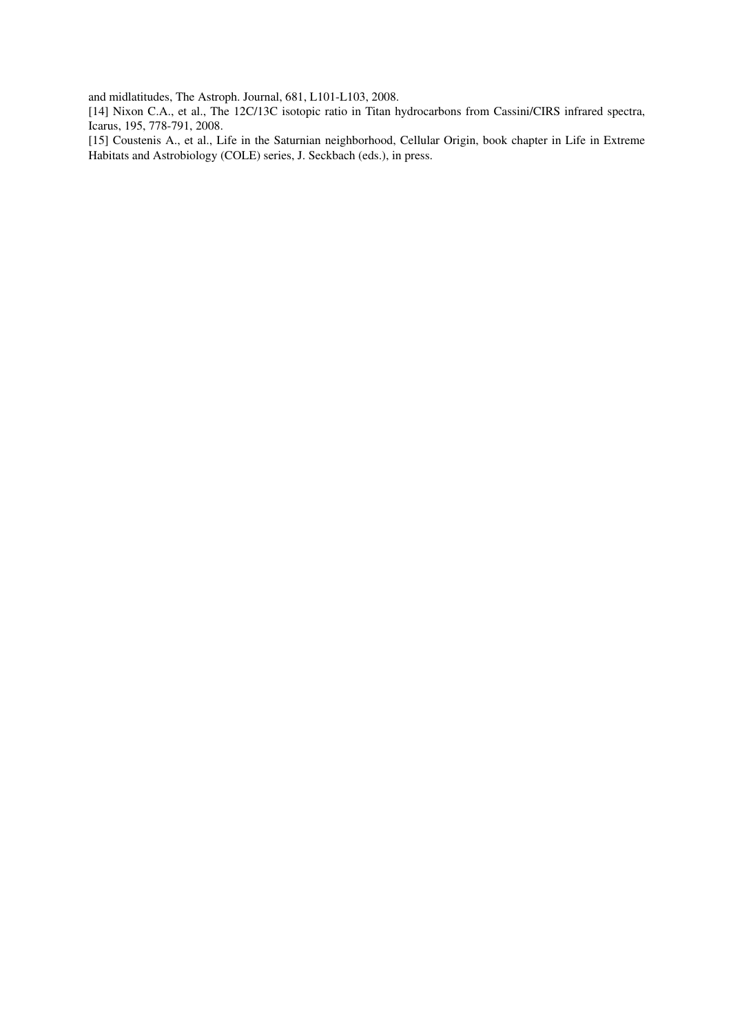and midlatitudes, The Astroph. Journal, 681, L101-L103, 2008.

[14] Nixon C.A., et al., The 12C/13C isotopic ratio in Titan hydrocarbons from Cassini/CIRS infrared spectra, Icarus, 195, 778-791, 2008.

[15] Coustenis A., et al., Life in the Saturnian neighborhood, Cellular Origin, book chapter in Life in Extreme Habitats and Astrobiology (COLE) series, J. Seckbach (eds.), in press.